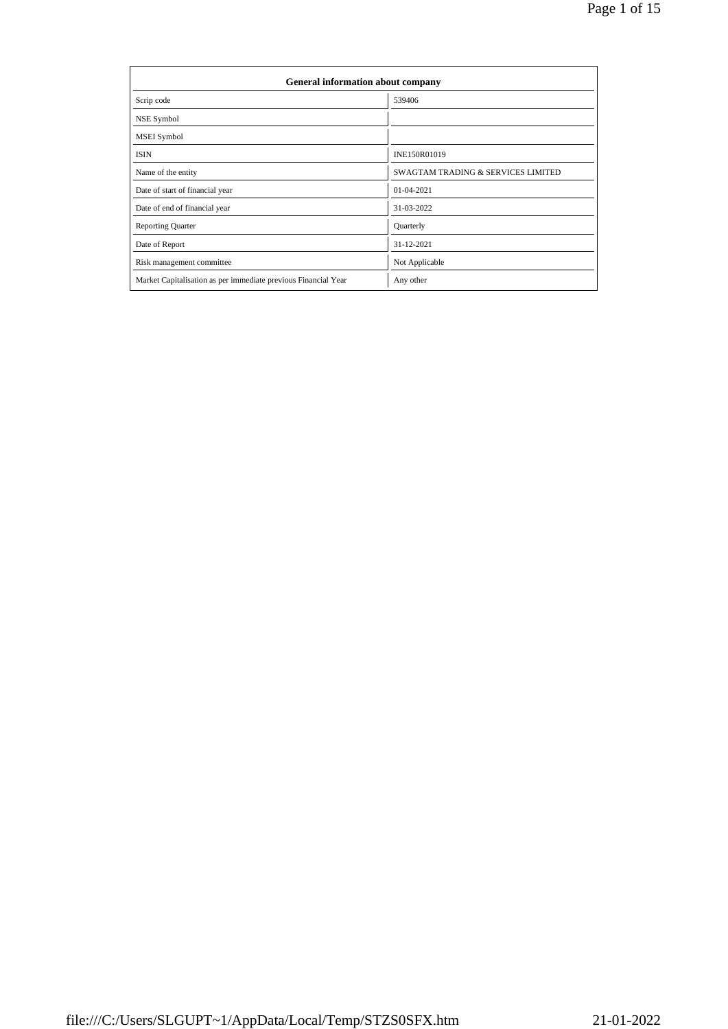| General information about company | |
|---|---|
| Scrip code | 539406 |
| NSE Symbol | |
| MSEI Symbol | |
| ISIN | INE150R01019 |
| Name of the entity | SWAGTAM TRADING & SERVICES LIMITED |
| Date of start of financial year | 01-04-2021 |
| Date of end of financial year | 31-03-2022 |
| Reporting Quarter | Quarterly |
| Date of Report | 31-12-2021 |
| Risk management committee | Not Applicable |
| Market Capitalisation as per immediate previous Financial Year | Any other |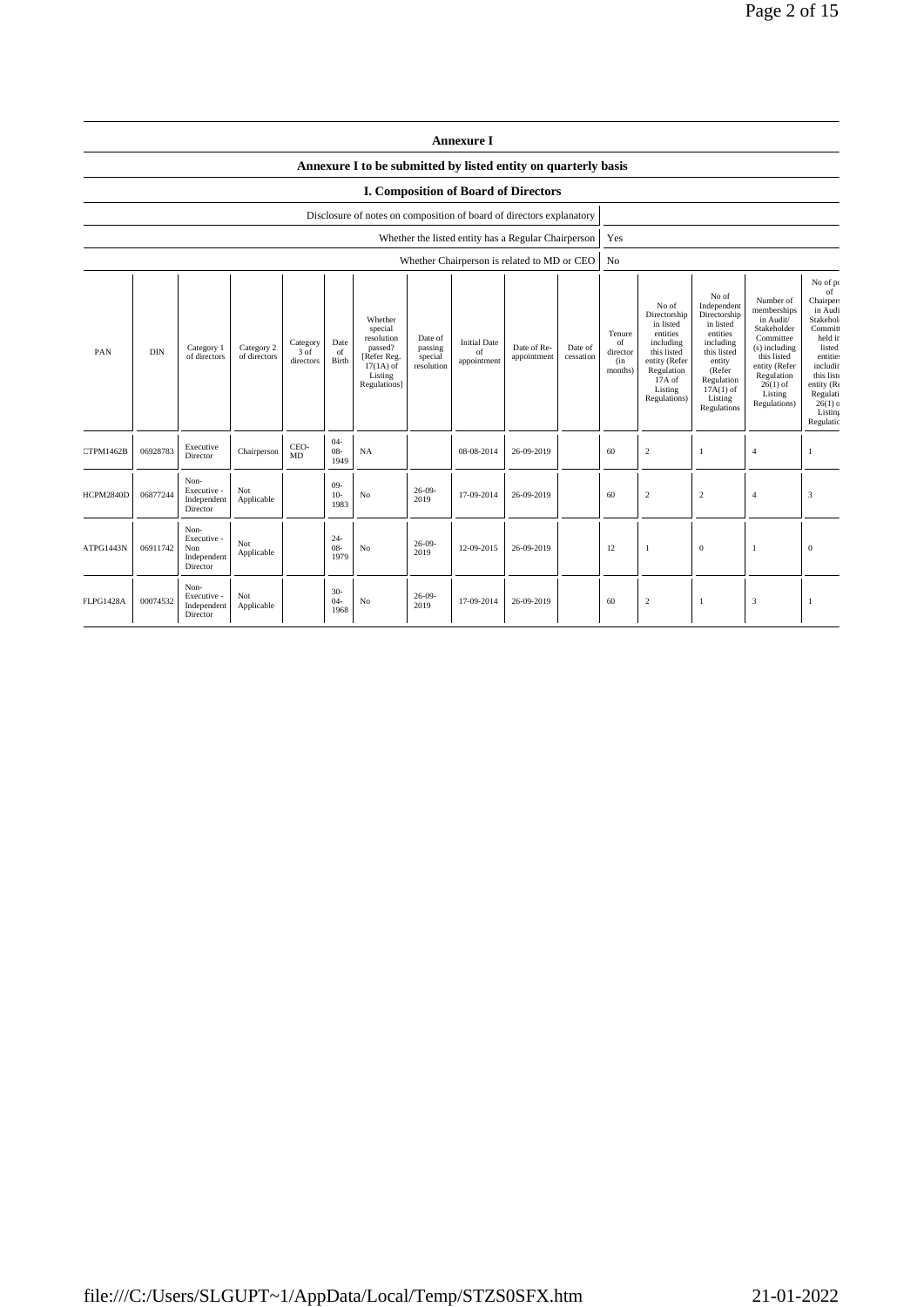# Annexure I

## Annexure I to be submitted by listed entity on quarterly basis

### I. Composition of Board of Directors

| Disclosure of notes on composition of board of directors explanatory | |
|---|---|
| Whether the listed entity has a Regular Chairperson | Yes |
| Whether Chairperson is related to MD or CEO | No |

| PAN | DIN | Category 1 of directors | Category 2 of directors | Category 3 of directors | Date of Birth | Whether special resolution passed? [Refer Reg. 17(1A) of Listing Regulations] | Date of passing special resolution | Initial Date of appointment | Date of Re-appointment | Date of cessation | Tenure of director (in months) | No of Directorship in listed entities including this listed entity (Refer Regulation 17A of Listing Regulations) | No of Independent Directorship in listed entities including this listed entity (Refer Regulation 17A(1) of Listing Regulations | Number of memberships in Audit/ Stakeholder Committee (s) including this listed entity (Refer Regulation 26(1) of Listing Regulations) | No of po of Chairpers in Audi Stakehol Committ held in listed entities includin this liste entity (Re Regulati 26(1) o Listing Regulatio |
|---|---|---|---|---|---|---|---|---|---|---|---|---|---|---|---|
| CTPM1462B | 06928783 | Executive Director | Chairperson | CEO-MD | 04-08-1949 | NA | | 08-08-2014 | 26-09-2019 | | 60 | 2 | 1 | 4 | 1 |
| HCPM2840D | 06877244 | Non-Executive - Independent Director | Not Applicable | | 09-10-1983 | No | 26-09-2019 | 17-09-2014 | 26-09-2019 | | 60 | 2 | 2 | 4 | 3 |
| ATPG1443N | 06911742 | Non-Executive - Non Independent Director | Not Applicable | | 24-08-1979 | No | 26-09-2019 | 12-09-2015 | 26-09-2019 | | 12 | 1 | 0 | 1 | 0 |
| FLPG1428A | 00074532 | Non-Executive - Independent Director | Not Applicable | | 30-04-1968 | No | 26-09-2019 | 17-09-2014 | 26-09-2019 | | 60 | 2 | 1 | 3 | 1 |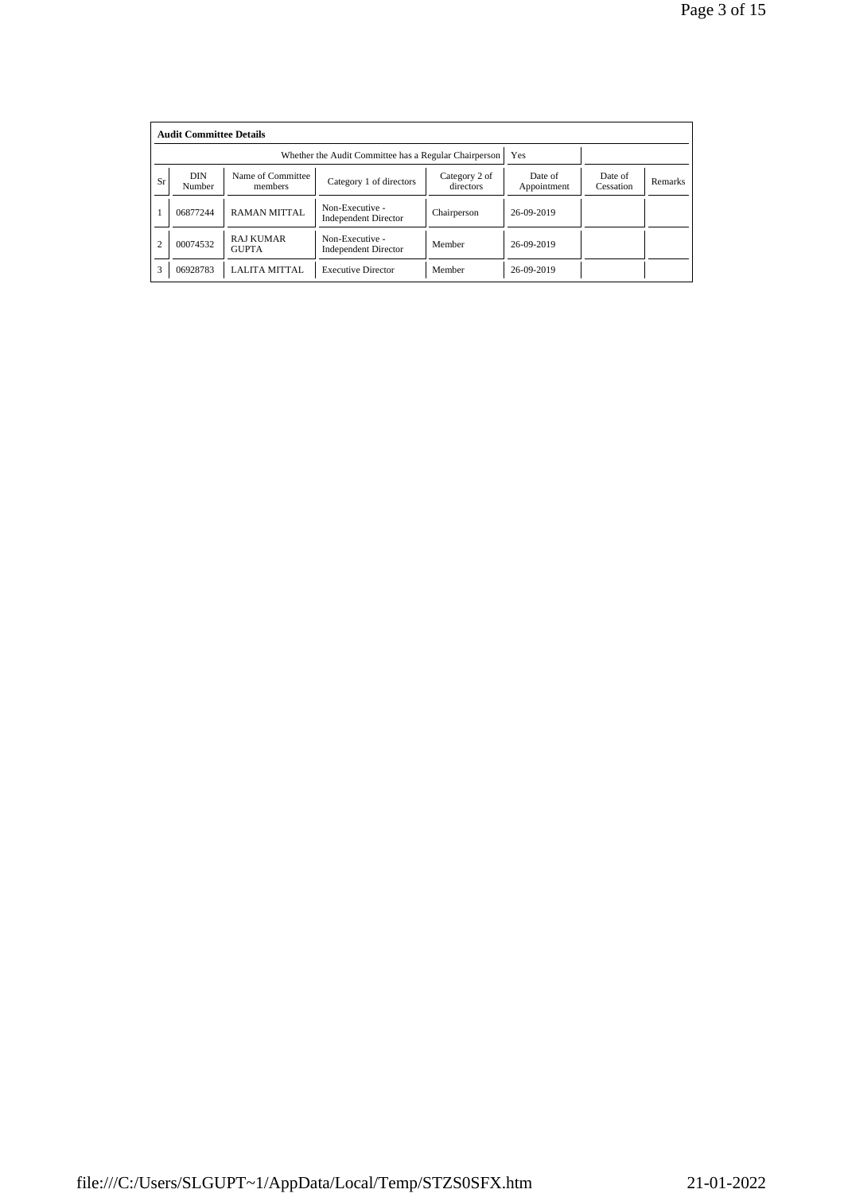**Audit Committee Details**

| | | | Whether the Audit Committee has a Regular Chairperson | | Yes | | |
|---|---|---|---|---|---|---|---|
| Sr | DIN Number | Name of Committee members | Category 1 of directors | Category 2 of directors | Date of Appointment | Date of Cessation | Remarks |
| 1 | 06877244 | RAMAN MITTAL | Non-Executive - Independent Director | Chairperson | 26-09-2019 | | |
| 2 | 00074532 | RAJ KUMAR GUPTA | Non-Executive - Independent Director | Member | 26-09-2019 | | |
| 3 | 06928783 | LALITA MITTAL | Executive Director | Member | 26-09-2019 | | |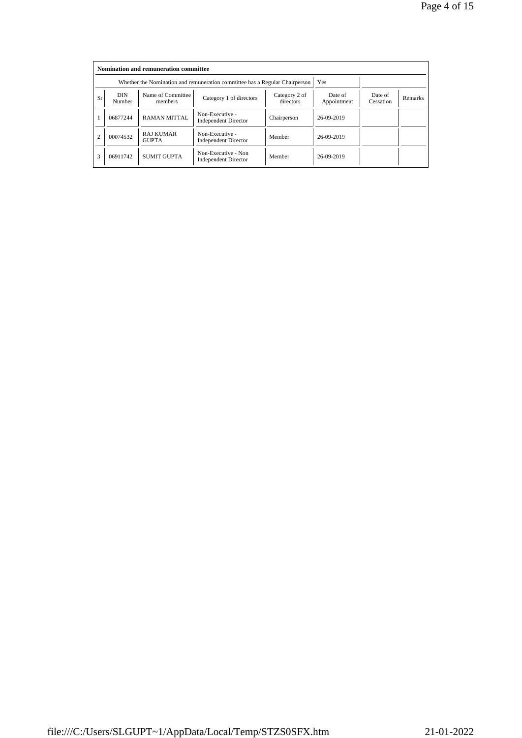| Nomination and remuneration committee | | | | | | | |
|---|---|---|---|---|---|---|---|
| Whether the Nomination and remuneration committee has a Regular Chairperson | | | | | Yes | | |
| Sr | DIN Number | Name of Committee members | Category 1 of directors | Category 2 of directors | Date of Appointment | Date of Cessation | Remarks |
| 1 | 06877244 | RAMAN MITTAL | Non-Executive - Independent Director | Chairperson | 26-09-2019 | | |
| 2 | 00074532 | RAJ KUMAR GUPTA | Non-Executive - Independent Director | Member | 26-09-2019 | | |
| 3 | 06911742 | SUMIT GUPTA | Non-Executive - Non Independent Director | Member | 26-09-2019 | | |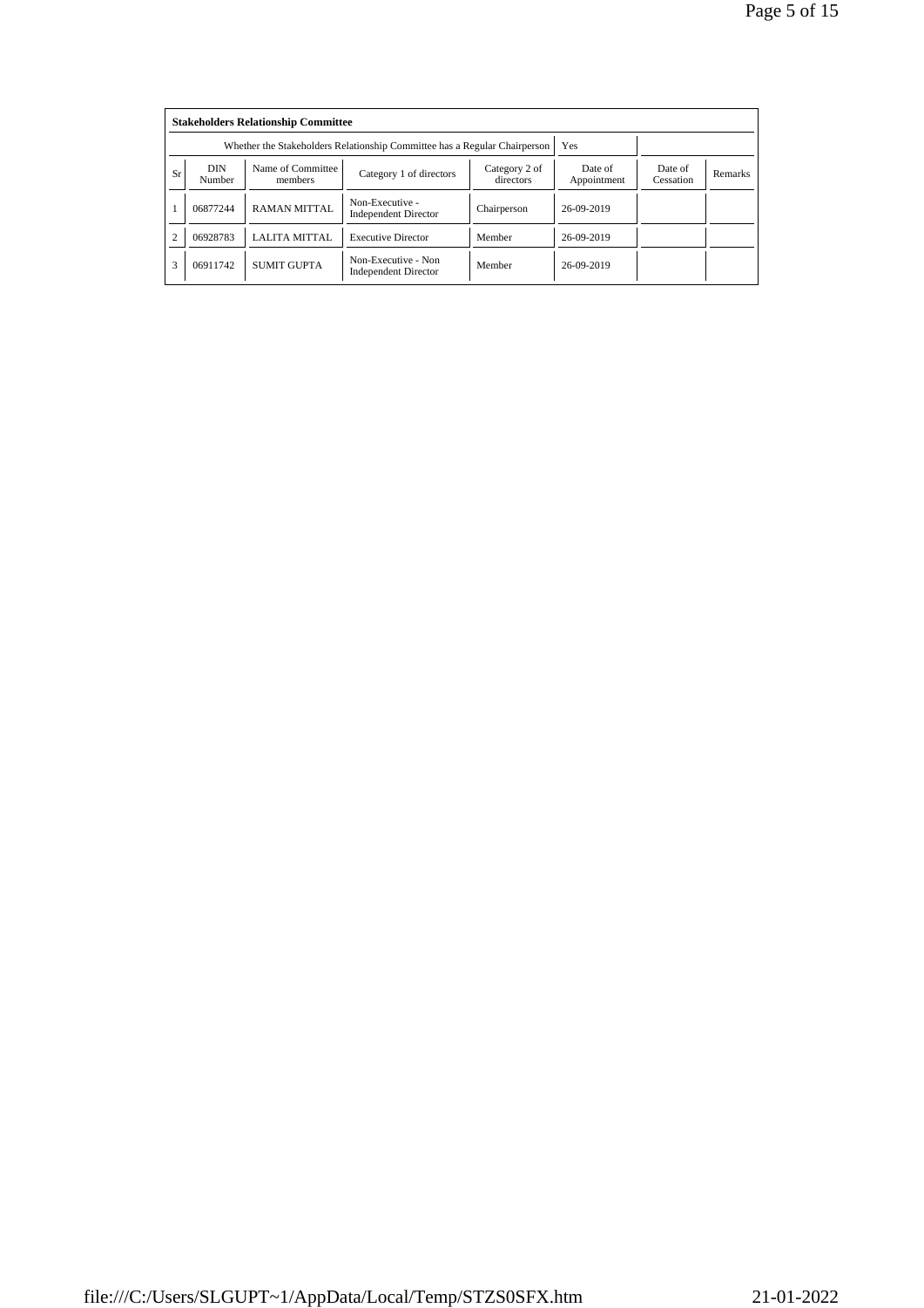| Stakeholders Relationship Committee | | | | | | | |
|---|---|---|---|---|---|---|---|
| Whether the Stakeholders Relationship Committee has a Regular Chairperson | | | | | Yes | | |
| Sr | DIN Number | Name of Committee members | Category 1 of directors | Category 2 of directors | Date of Appointment | Date of Cessation | Remarks |
| 1 | 06877244 | RAMAN MITTAL | Non-Executive - Independent Director | Chairperson | 26-09-2019 | | |
| 2 | 06928783 | LALITA MITTAL | Executive Director | Member | 26-09-2019 | | |
| 3 | 06911742 | SUMIT GUPTA | Non-Executive - Non Independent Director | Member | 26-09-2019 | | |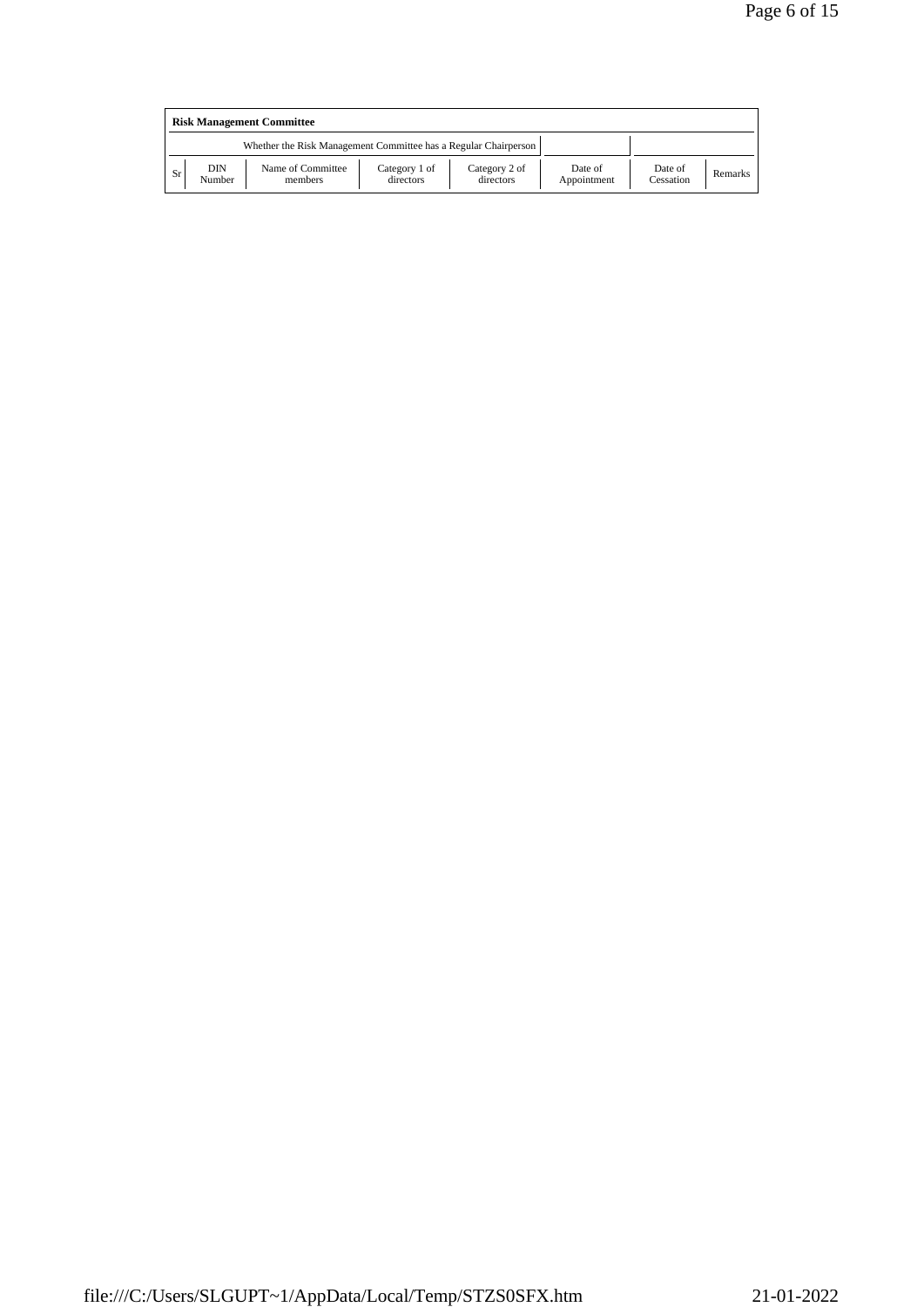**Risk Management Committee**

Whether the Risk Management Committee has a Regular Chairperson

| Sr | DIN Number | Name of Committee members | Category 1 of directors | Category 2 of directors | Date of Appointment | Date of Cessation | Remarks |
|---|---|---|---|---|---|---|---|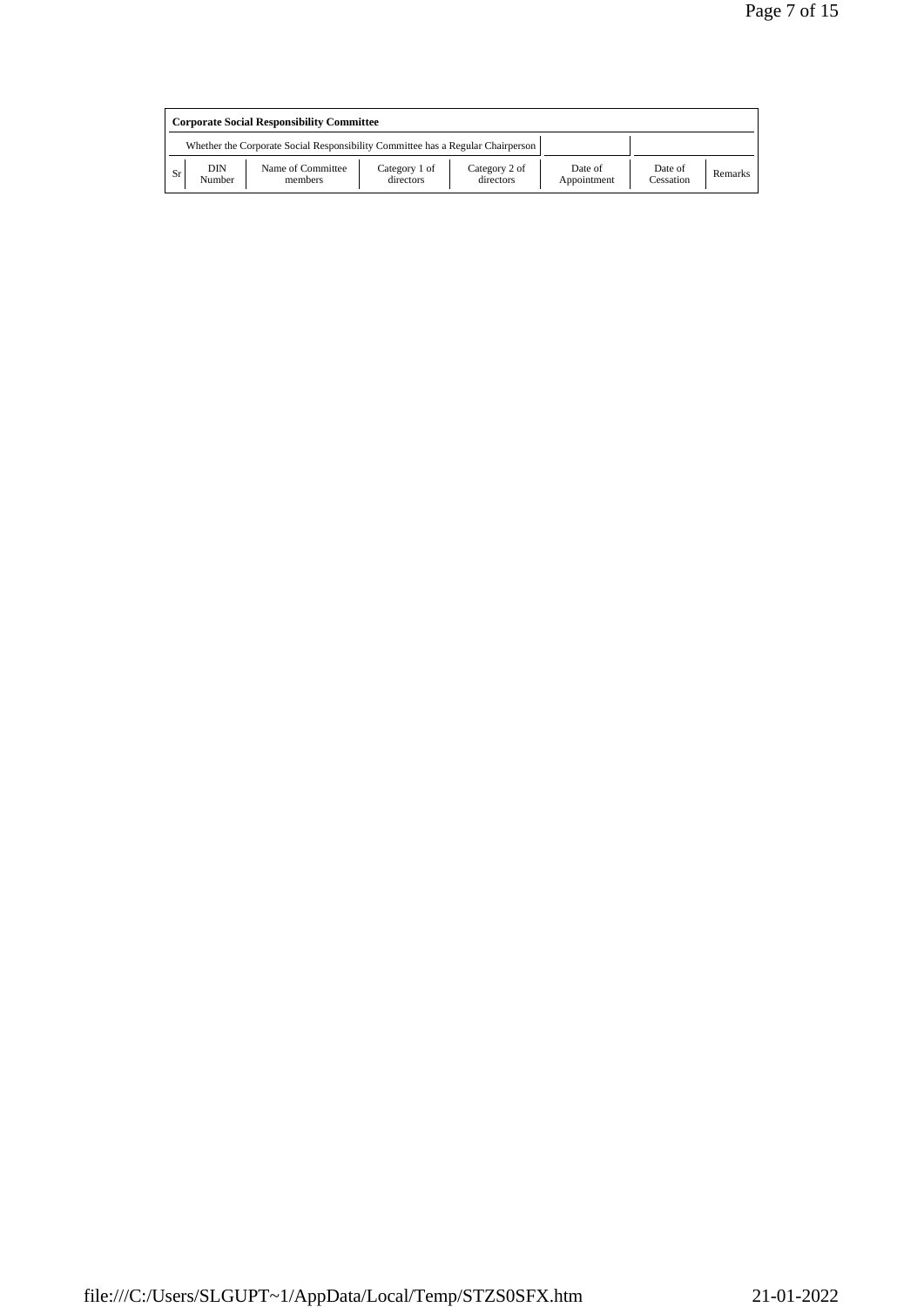**Corporate Social Responsibility Committee**

| Whether the Corporate Social Responsibility Committee has a Regular Chairperson | | | | | | | |
|---|---|---|---|---|---|---|---|
| Sr | DIN Number | Name of Committee members | Category 1 of directors | Category 2 of directors | Date of Appointment | Date of Cessation | Remarks |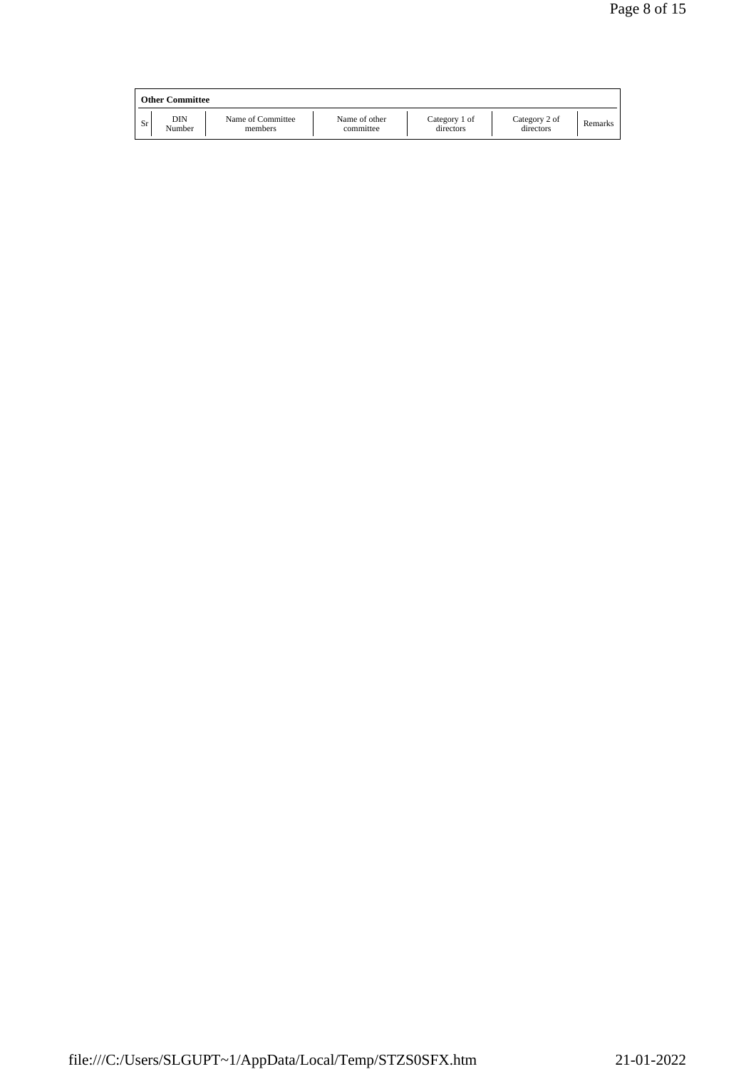**Other Committee**

| Sr | DIN Number | Name of Committee members | Name of other committee | Category 1 of directors | Category 2 of directors | Remarks |
|---|---|---|---|---|---|---|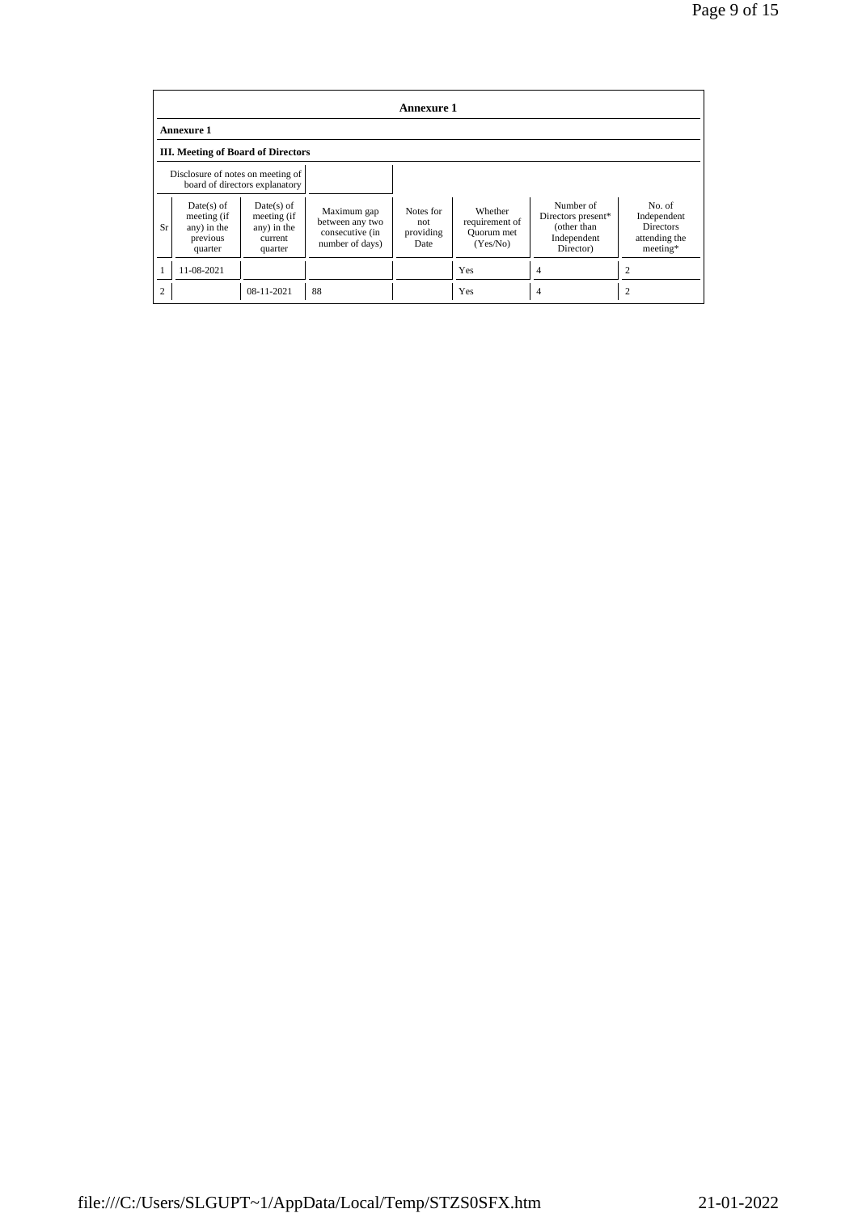## Annexure 1

### Annexure 1

### III. Meeting of Board of Directors

| Disclosure of notes on meeting of board of directors explanatory | |
|---|---|

| Sr | Date(s) of meeting (if any) in the previous quarter | Date(s) of meeting (if any) in the current quarter | Maximum gap between any two consecutive (in number of days) | Notes for not providing Date | Whether requirement of Quorum met (Yes/No) | Number of Directors present* (other than Independent Director) | No. of Independent Directors attending the meeting* |
|---|---|---|---|---|---|---|---|
| 1 | 11-08-2021 | | | | Yes | 4 | 2 |
| 2 | | 08-11-2021 | 88 | | Yes | 4 | 2 |

file:///C:/Users/SLGUPT~1/AppData/Local/Temp/STZS0SFX.htm 21-01-2022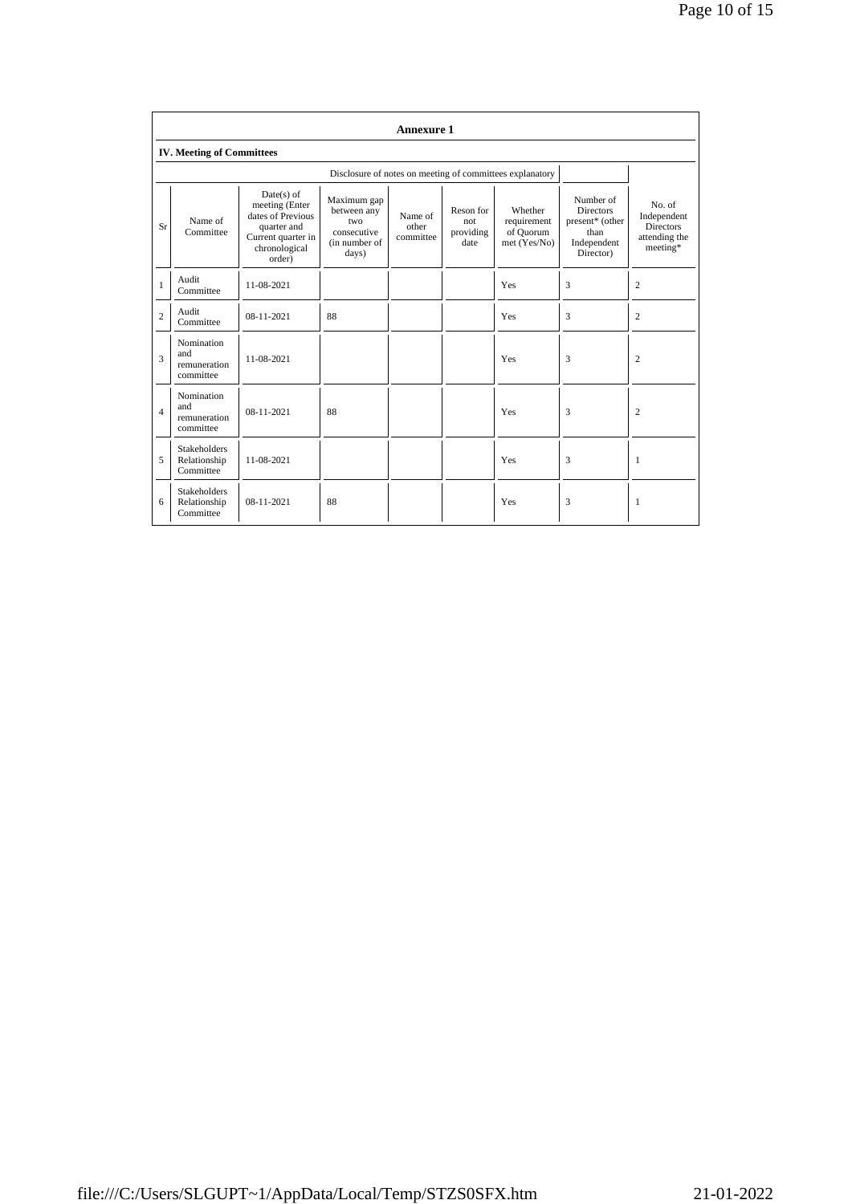## Annexure 1

### IV. Meeting of Committees

| | | | | | | Disclosure of notes on meeting of committees explanatory | | |
|---|---|---|---|---|---|---|---|---|
| Sr | Name of Committee | Date(s) of meeting (Enter dates of Previous quarter and Current quarter in chronological order) | Maximum gap between any two consecutive (in number of days) | Name of other committee | Reson for not providing date | Whether requirement of Quorum met (Yes/No) | Number of Directors present* (other than Independent Director) | No. of Independent Directors attending the meeting* |
| 1 | Audit Committee | 11-08-2021 | | | | Yes | 3 | 2 |
| 2 | Audit Committee | 08-11-2021 | 88 | | | Yes | 3 | 2 |
| 3 | Nomination and remuneration committee | 11-08-2021 | | | | Yes | 3 | 2 |
| 4 | Nomination and remuneration committee | 08-11-2021 | 88 | | | Yes | 3 | 2 |
| 5 | Stakeholders Relationship Committee | 11-08-2021 | | | | Yes | 3 | 1 |
| 6 | Stakeholders Relationship Committee | 08-11-2021 | 88 | | | Yes | 3 | 1 |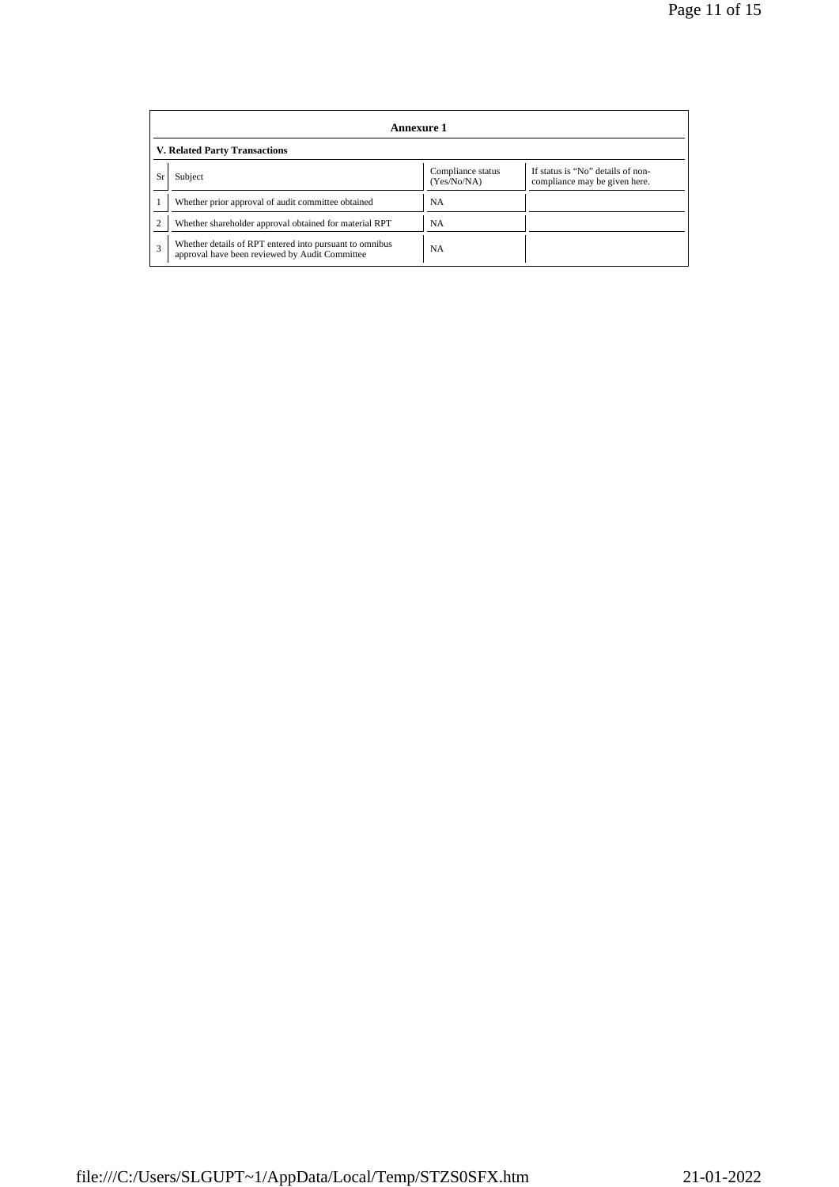## Annexure 1

### V. Related Party Transactions

| Sr | Subject | Compliance status (Yes/No/NA) | If status is “No” details of non-compliance may be given here. |
|---|---|---|---|
| 1 | Whether prior approval of audit committee obtained | NA | |
| 2 | Whether shareholder approval obtained for material RPT | NA | |
| 3 | Whether details of RPT entered into pursuant to omnibus approval have been reviewed by Audit Committee | NA | |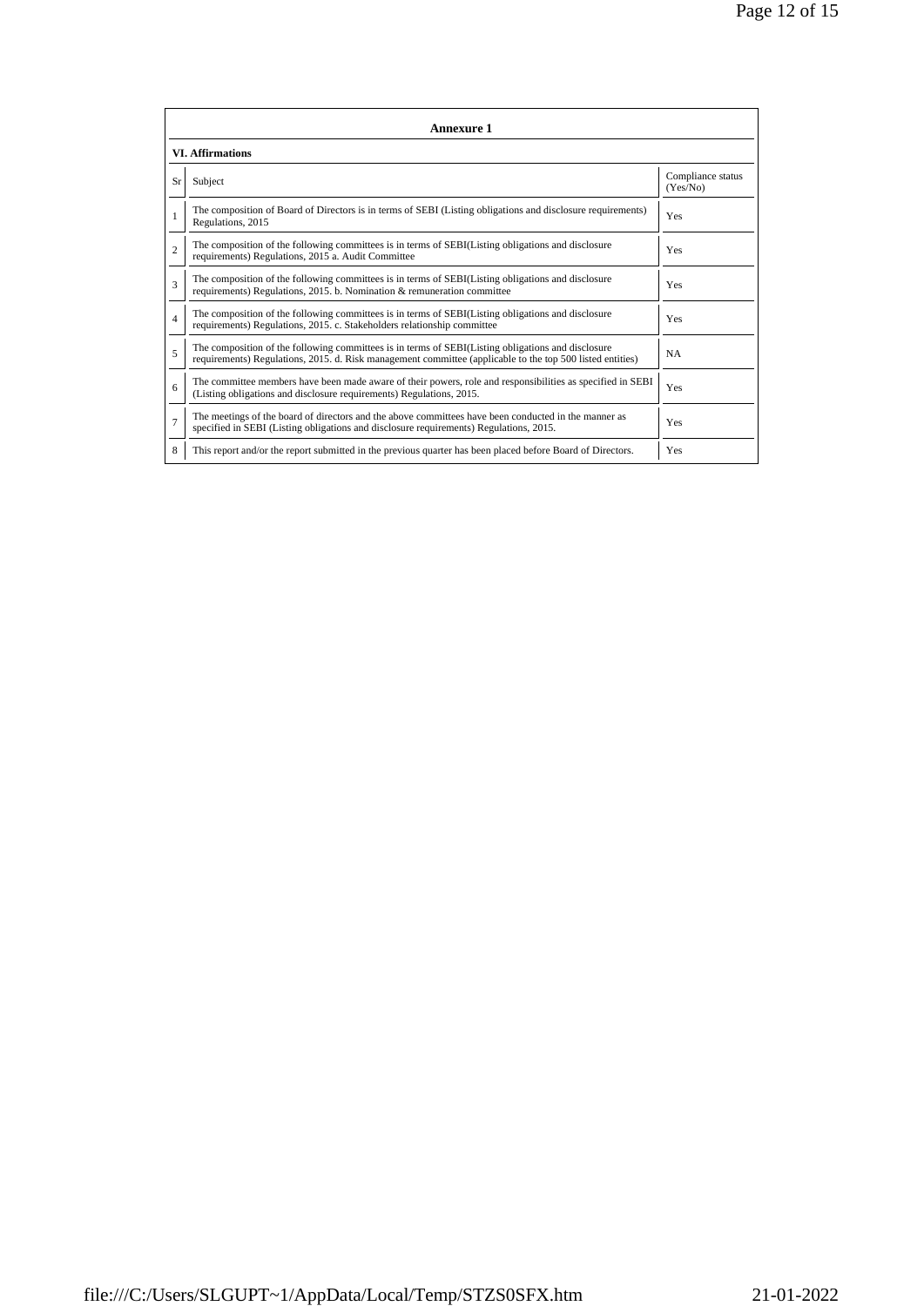## Annexure 1

### VI. Affirmations

| Sr | Subject | Compliance status (Yes/No) |
|---|---|---|
| 1 | The composition of Board of Directors is in terms of SEBI (Listing obligations and disclosure requirements) Regulations, 2015 | Yes |
| 2 | The composition of the following committees is in terms of SEBI(Listing obligations and disclosure requirements) Regulations, 2015 a. Audit Committee | Yes |
| 3 | The composition of the following committees is in terms of SEBI(Listing obligations and disclosure requirements) Regulations, 2015. b. Nomination & remuneration committee | Yes |
| 4 | The composition of the following committees is in terms of SEBI(Listing obligations and disclosure requirements) Regulations, 2015. c. Stakeholders relationship committee | Yes |
| 5 | The composition of the following committees is in terms of SEBI(Listing obligations and disclosure requirements) Regulations, 2015. d. Risk management committee (applicable to the top 500 listed entities) | NA |
| 6 | The committee members have been made aware of their powers, role and responsibilities as specified in SEBI (Listing obligations and disclosure requirements) Regulations, 2015. | Yes |
| 7 | The meetings of the board of directors and the above committees have been conducted in the manner as specified in SEBI (Listing obligations and disclosure requirements) Regulations, 2015. | Yes |
| 8 | This report and/or the report submitted in the previous quarter has been placed before Board of Directors. | Yes |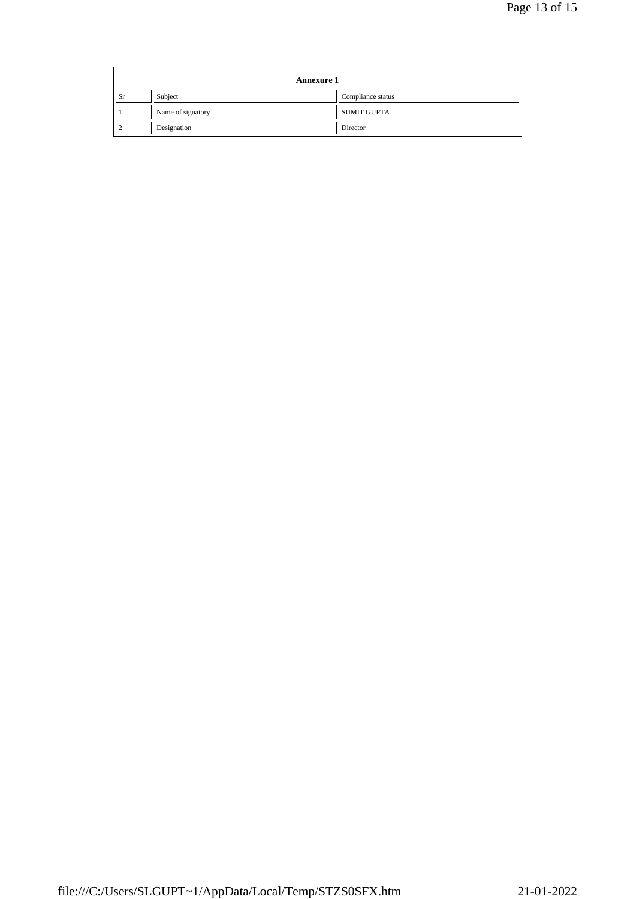**Annexure 1**

| Sr | Subject | Compliance status |
|---|---|---|
| 1 | Name of signatory | SUMIT GUPTA |
| 2 | Designation | Director |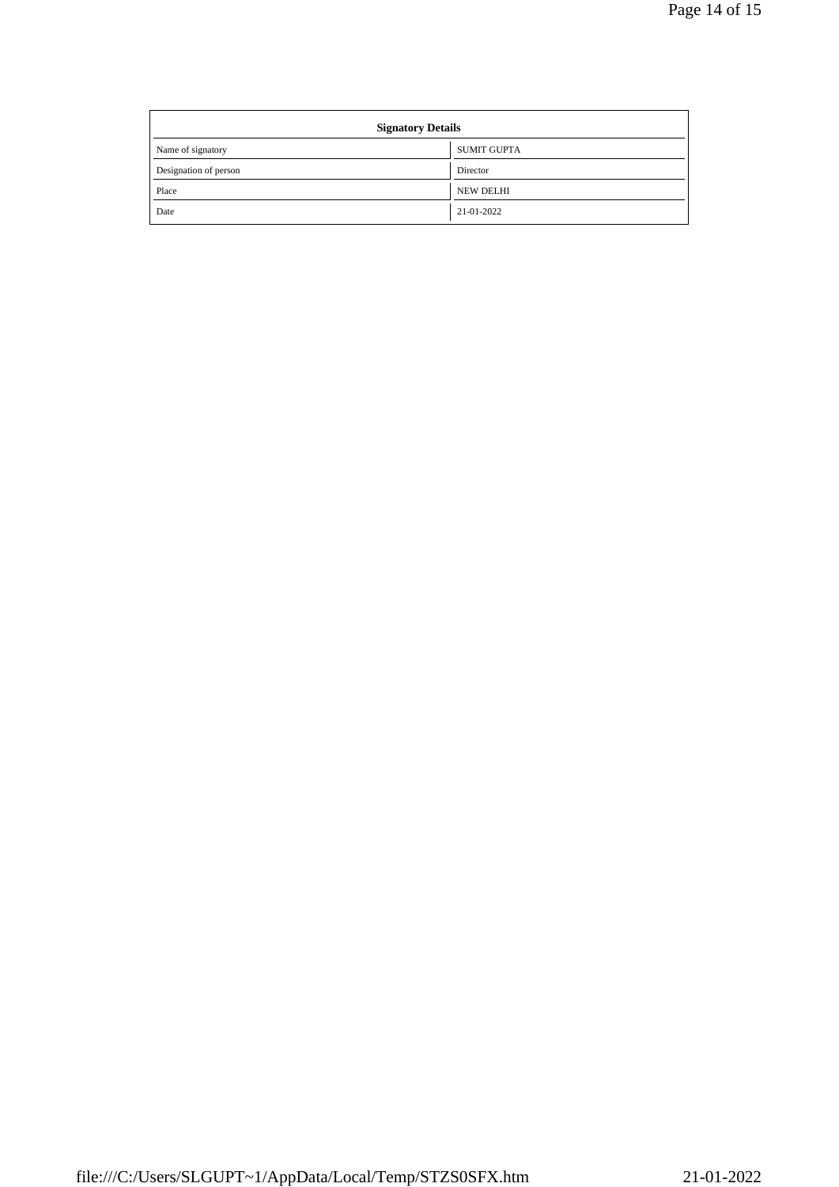| Signatory Details | |
|---|---|
| Name of signatory | SUMIT GUPTA |
| Designation of person | Director |
| Place | NEW DELHI |
| Date | 21-01-2022 |